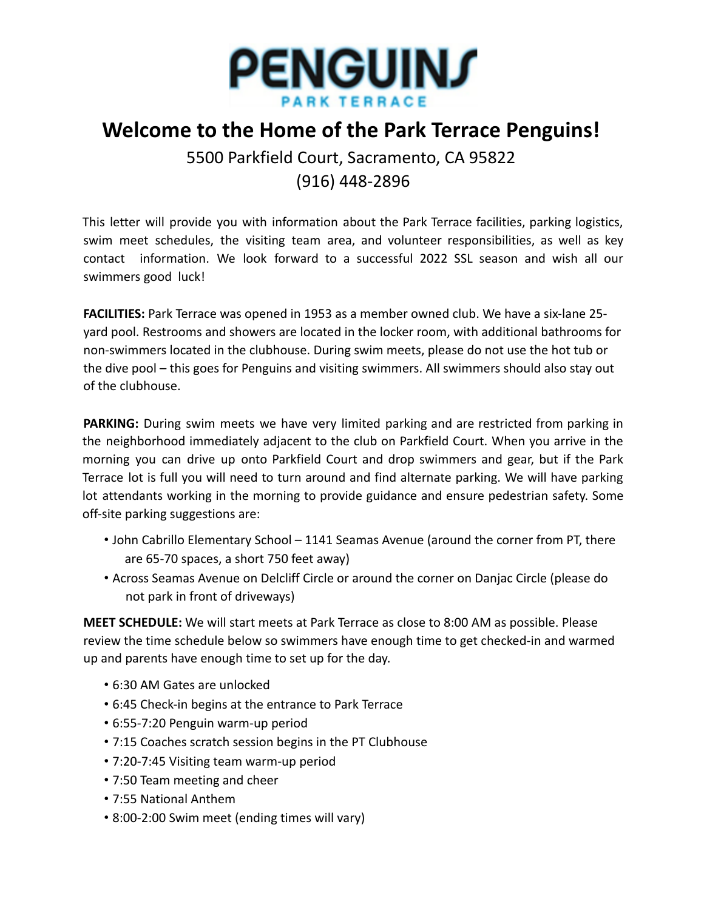# PENGUINS

PARK TERRACE

# Welcome to the Home of the Park Terrace Penguins!

5500 Parkfield Court, Sacramento, CA 95822

(916) 448-2896

This letter will provide you with information about the Park Terrace facilities, parking logistics, swim meet schedules, the visiting team area, and volunteer responsibilities, as well as key contact information. We look forward to a successful 2022 SSL season and wish all our swimmers good luck!

**FACILITIES:** Park Terrace was opened in 1953 as a member owned club. We have a six-lane 25-yard pool. Restrooms and showers are located in the locker room, with additional bathrooms for non-swimmers located in the clubhouse. During swim meets, please do not use the hot tub or the dive pool – this goes for Penguins and visiting swimmers. All swimmers should also stay out of the clubhouse.

**PARKING:** During swim meets we have very limited parking and are restricted from parking in the neighborhood immediately adjacent to the club on Parkfield Court. When you arrive in the morning you can drive up onto Parkfield Court and drop swimmers and gear, but if the Park Terrace lot is full you will need to turn around and find alternate parking. We will have parking lot attendants working in the morning to provide guidance and ensure pedestrian safety. Some off-site parking suggestions are:

- John Cabrillo Elementary School – 1141 Seamas Avenue (around the corner from PT, there are 65-70 spaces, a short 750 feet away)
- Across Seamas Avenue on Delcliff Circle or around the corner on Danjac Circle (please do not park in front of driveways)

**MEET SCHEDULE:** We will start meets at Park Terrace as close to 8:00 AM as possible. Please review the time schedule below so swimmers have enough time to get checked-in and warmed up and parents have enough time to set up for the day.

- 6:30 AM Gates are unlocked
- 6:45 Check-in begins at the entrance to Park Terrace
- 6:55-7:20 Penguin warm-up period
- 7:15 Coaches scratch session begins in the PT Clubhouse
- 7:20-7:45 Visiting team warm-up period
- 7:50 Team meeting and cheer
- 7:55 National Anthem
- 8:00-2:00 Swim meet (ending times will vary)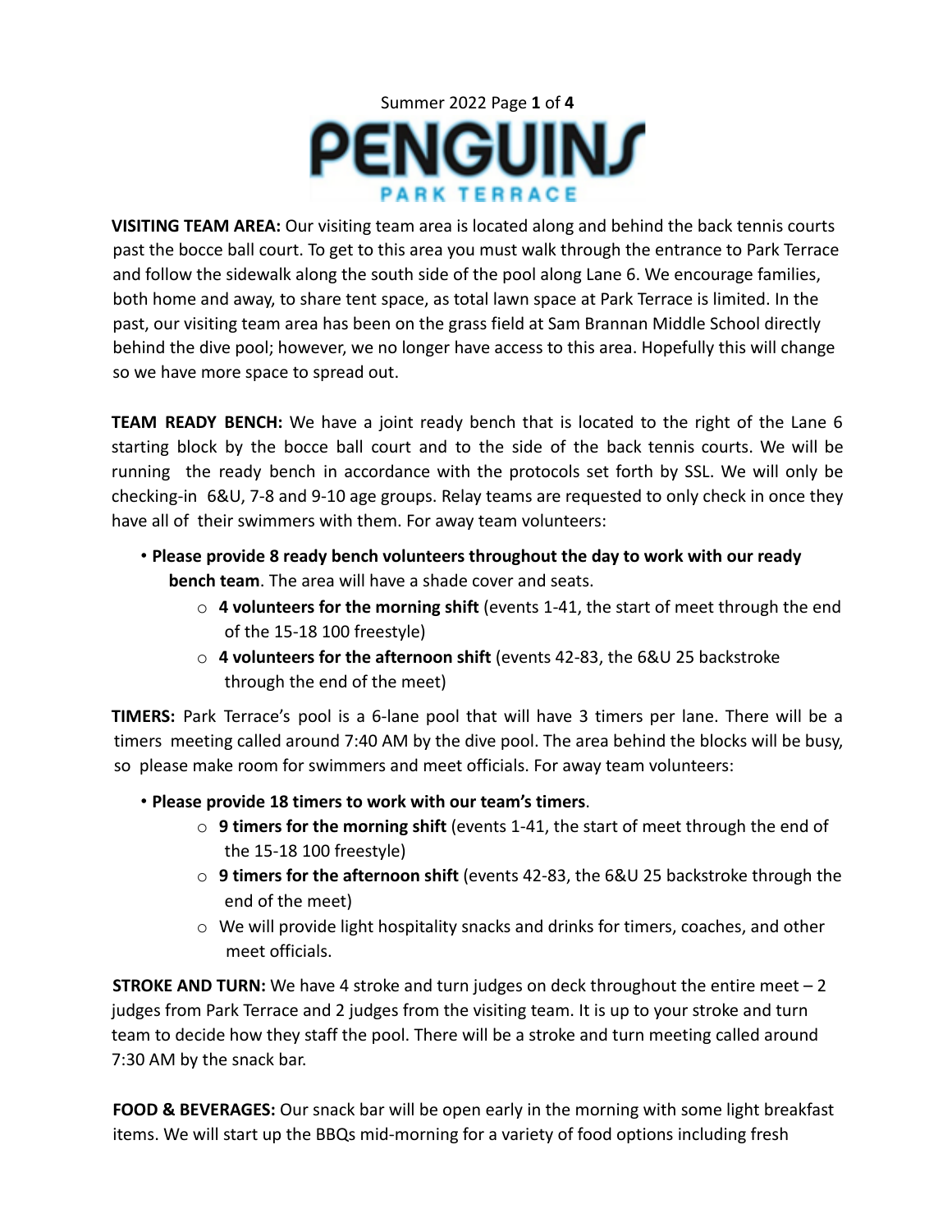**VISITING TEAM AREA:** Our visiting team area is located along and behind the back tennis courts past the bocce ball court. To get to this area you must walk through the entrance to Park Terrace and follow the sidewalk along the south side of the pool along Lane 6. We encourage families, both home and away, to share tent space, as total lawn space at Park Terrace is limited. In the past, our visiting team area has been on the grass field at Sam Brannan Middle School directly behind the dive pool; however, we no longer have access to this area. Hopefully this will change so we have more space to spread out.

**TEAM READY BENCH:** We have a joint ready bench that is located to the right of the Lane 6 starting block by the bocce ball court and to the side of the back tennis courts. We will be running the ready bench in accordance with the protocols set forth by SSL. We will only be checking-in 6&U, 7-8 and 9-10 age groups. Relay teams are requested to only check in once they have all of their swimmers with them. For away team volunteers:

- **Please provide 8 ready bench volunteers throughout the day to work with our ready bench team**. The area will have a shade cover and seats.
  - **4 volunteers for the morning shift** (events 1-41, the start of meet through the end of the 15-18 100 freestyle)
  - **4 volunteers for the afternoon shift** (events 42-83, the 6&U 25 backstroke through the end of the meet)

**TIMERS:** Park Terrace's pool is a 6-lane pool that will have 3 timers per lane. There will be a timers meeting called around 7:40 AM by the dive pool. The area behind the blocks will be busy, so please make room for swimmers and meet officials. For away team volunteers:

- **Please provide 18 timers to work with our team's timers**.
  - **9 timers for the morning shift** (events 1-41, the start of meet through the end of the 15-18 100 freestyle)
  - **9 timers for the afternoon shift** (events 42-83, the 6&U 25 backstroke through the end of the meet)
  - We will provide light hospitality snacks and drinks for timers, coaches, and other meet officials.

**STROKE AND TURN:** We have 4 stroke and turn judges on deck throughout the entire meet – 2 judges from Park Terrace and 2 judges from the visiting team. It is up to your stroke and turn team to decide how they staff the pool. There will be a stroke and turn meeting called around 7:30 AM by the snack bar.

**FOOD & BEVERAGES:** Our snack bar will be open early in the morning with some light breakfast items. We will start up the BBQs mid-morning for a variety of food options including fresh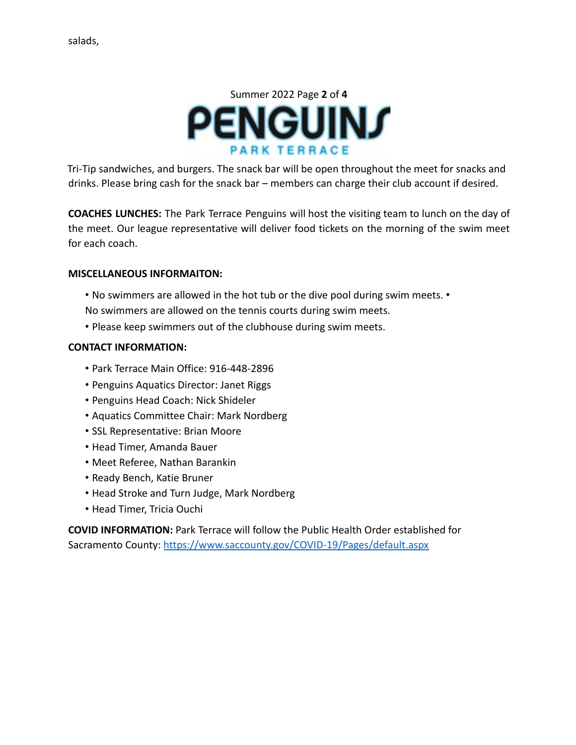salads,

Tri-Tip sandwiches, and burgers. The snack bar will be open throughout the meet for snacks and drinks. Please bring cash for the snack bar – members can charge their club account if desired.

**COACHES LUNCHES:** The Park Terrace Penguins will host the visiting team to lunch on the day of the meet. Our league representative will deliver food tickets on the morning of the swim meet for each coach.

**MISCELLANEOUS INFORMAITON:**

- No swimmers are allowed in the hot tub or the dive pool during swim meets.
- No swimmers are allowed on the tennis courts during swim meets.
- Please keep swimmers out of the clubhouse during swim meets.

**CONTACT INFORMATION:**

- Park Terrace Main Office: 916-448-2896
- Penguins Aquatics Director: Janet Riggs
- Penguins Head Coach: Nick Shideler
- Aquatics Committee Chair: Mark Nordberg
- SSL Representative: Brian Moore
- Head Timer, Amanda Bauer
- Meet Referee, Nathan Barankin
- Ready Bench, Katie Bruner
- Head Stroke and Turn Judge, Mark Nordberg
- Head Timer, Tricia Ouchi

**COVID INFORMATION:** Park Terrace will follow the Public Health Order established for Sacramento County: https://www.saccounty.gov/COVID-19/Pages/default.aspx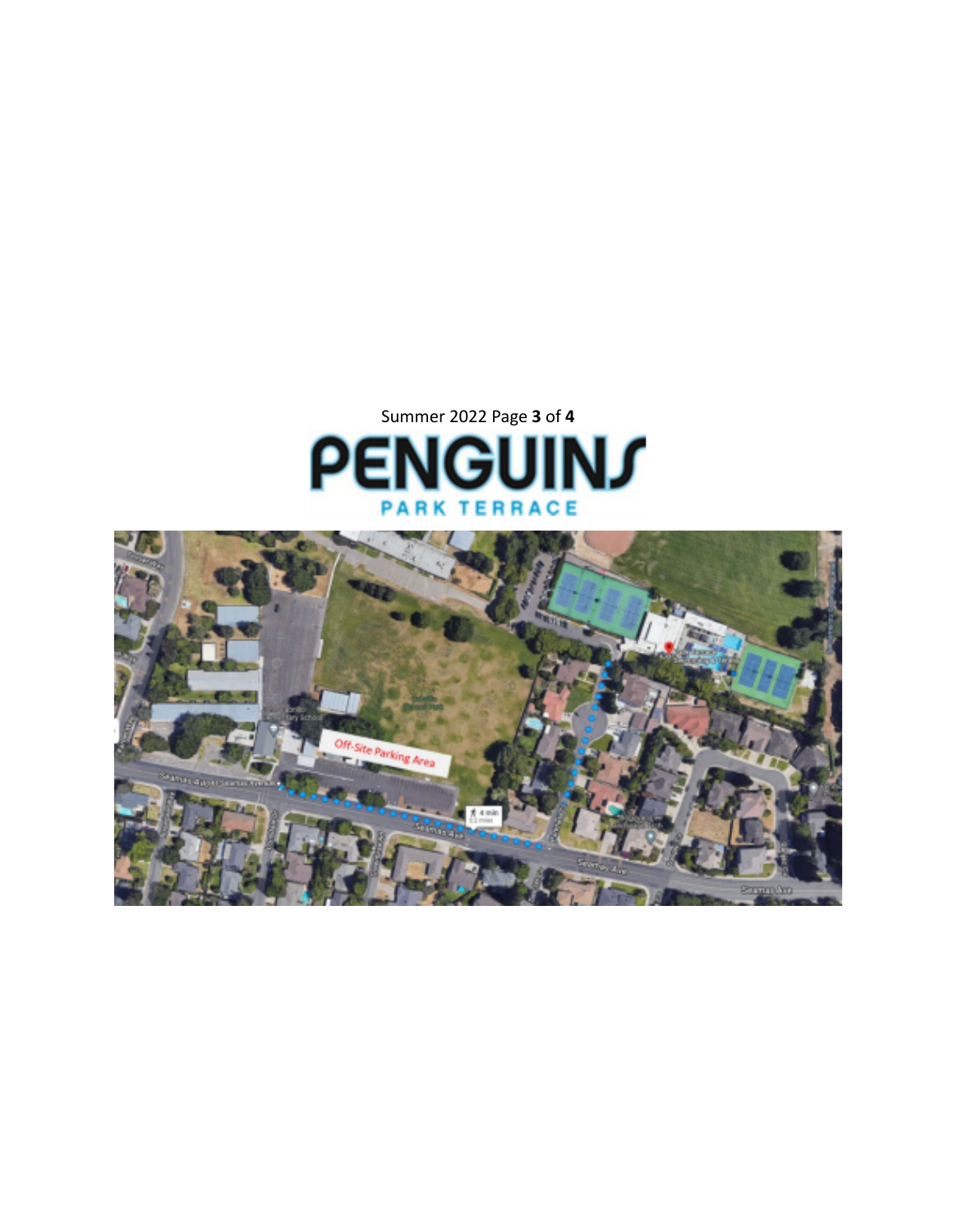PENGUINS

PARK TERRACE

Off-Site Parking Area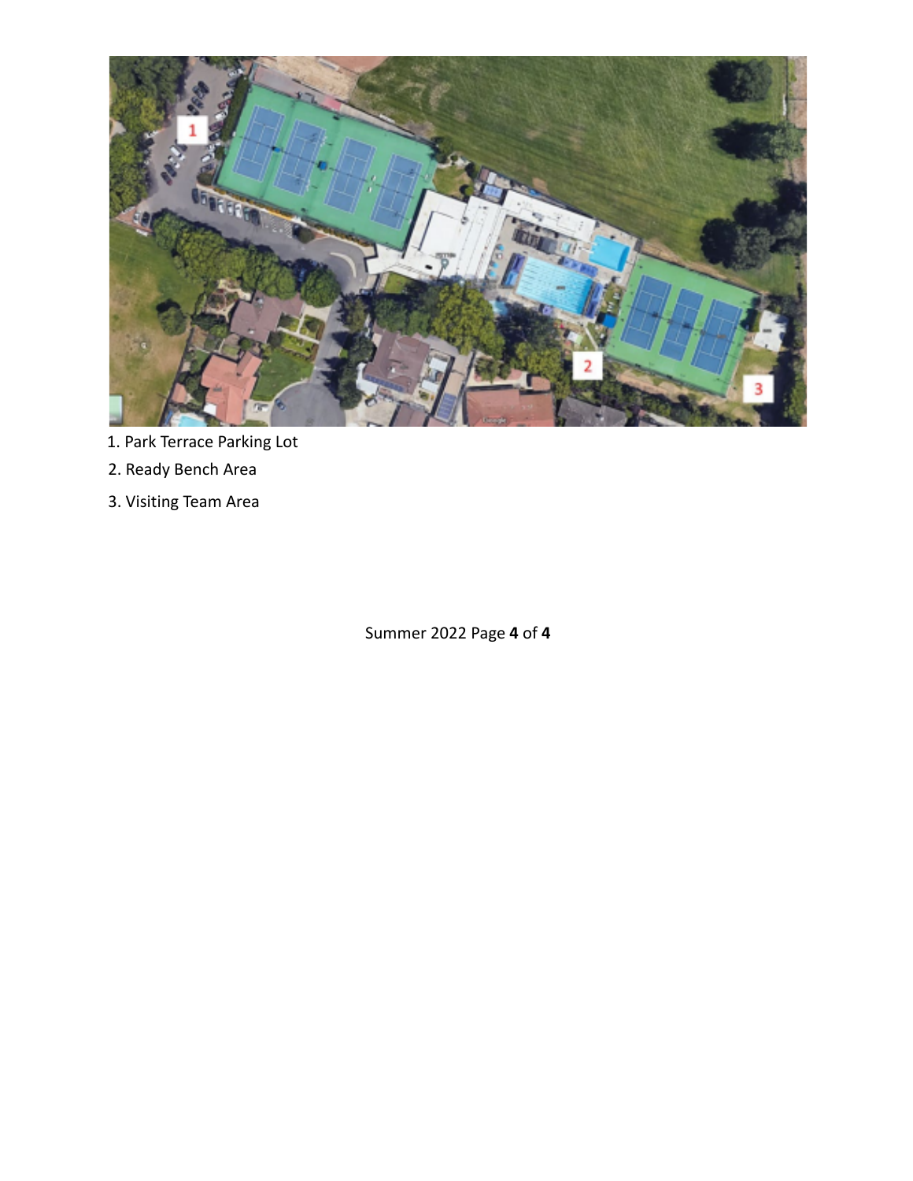1. Park Terrace Parking Lot
2. Ready Bench Area
3. Visiting Team Area